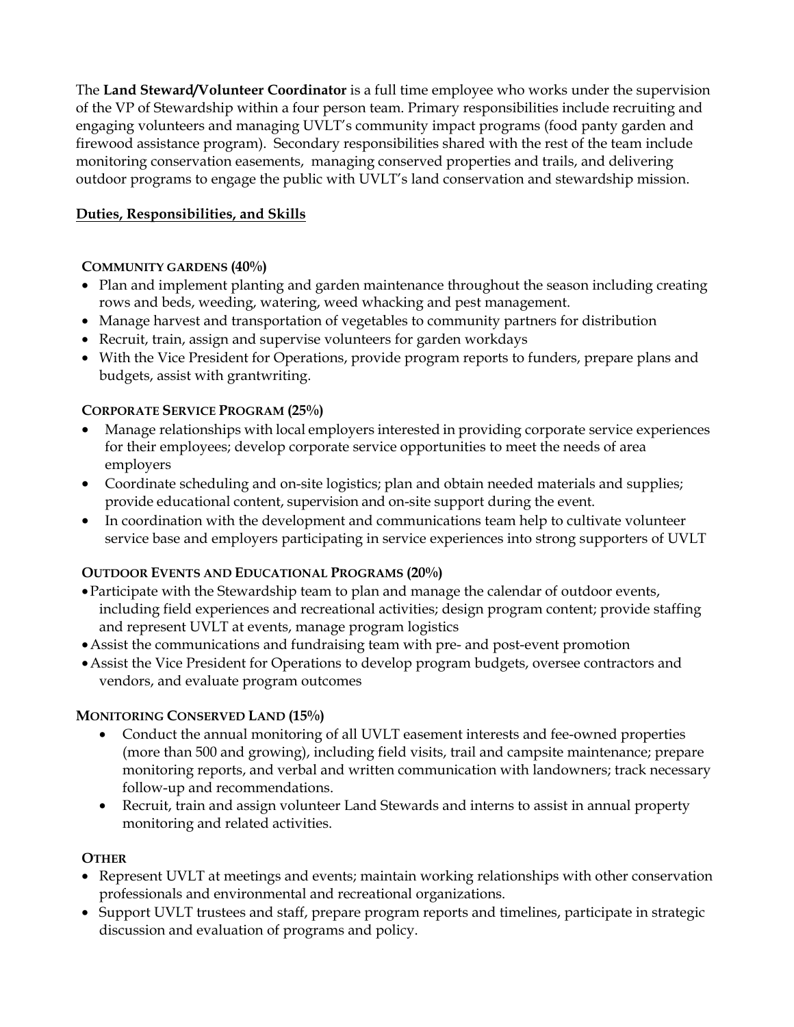The **Land Steward/Volunteer Coordinator** is a full time employee who works under the supervision of the VP of Stewardship within a four person team. Primary responsibilities include recruiting and engaging volunteers and managing UVLT's community impact programs (food panty garden and firewood assistance program). Secondary responsibilities shared with the rest of the team include monitoring conservation easements, managing conserved properties and trails, and delivering outdoor programs to engage the public with UVLT's land conservation and stewardship mission.

## Duties, Responsibilities, and Skills

### COMMUNITY GARDENS (40%)

- Plan and implement planting and garden maintenance throughout the season including creating rows and beds, weeding, watering, weed whacking and pest management.
- Manage harvest and transportation of vegetables to community partners for distribution
- Recruit, train, assign and supervise volunteers for garden workdays
- With the Vice President for Operations, provide program reports to funders, prepare plans and budgets, assist with grantwriting.

### CORPORATE SERVICE PROGRAM (25%)

- Manage relationships with local employers interested in providing corporate service experiences for their employees; develop corporate service opportunities to meet the needs of area employers
- Coordinate scheduling and on-site logistics; plan and obtain needed materials and supplies; provide educational content, supervision and on-site support during the event.
- In coordination with the development and communications team help to cultivate volunteer service base and employers participating in service experiences into strong supporters of UVLT

### OUTDOOR EVENTS AND EDUCATIONAL PROGRAMS (20%)

- Participate with the Stewardship team to plan and manage the calendar of outdoor events, including field experiences and recreational activities; design program content; provide staffing and represent UVLT at events, manage program logistics
- Assist the communications and fundraising team with pre- and post-event promotion
- Assist the Vice President for Operations to develop program budgets, oversee contractors and vendors, and evaluate program outcomes

### MONITORING CONSERVED LAND (15%)

- Conduct the annual monitoring of all UVLT easement interests and fee-owned properties (more than 500 and growing), including field visits, trail and campsite maintenance; prepare monitoring reports, and verbal and written communication with landowners; track necessary follow-up and recommendations.
- Recruit, train and assign volunteer Land Stewards and interns to assist in annual property monitoring and related activities.

### OTHER

- Represent UVLT at meetings and events; maintain working relationships with other conservation professionals and environmental and recreational organizations.
- Support UVLT trustees and staff, prepare program reports and timelines, participate in strategic discussion and evaluation of programs and policy.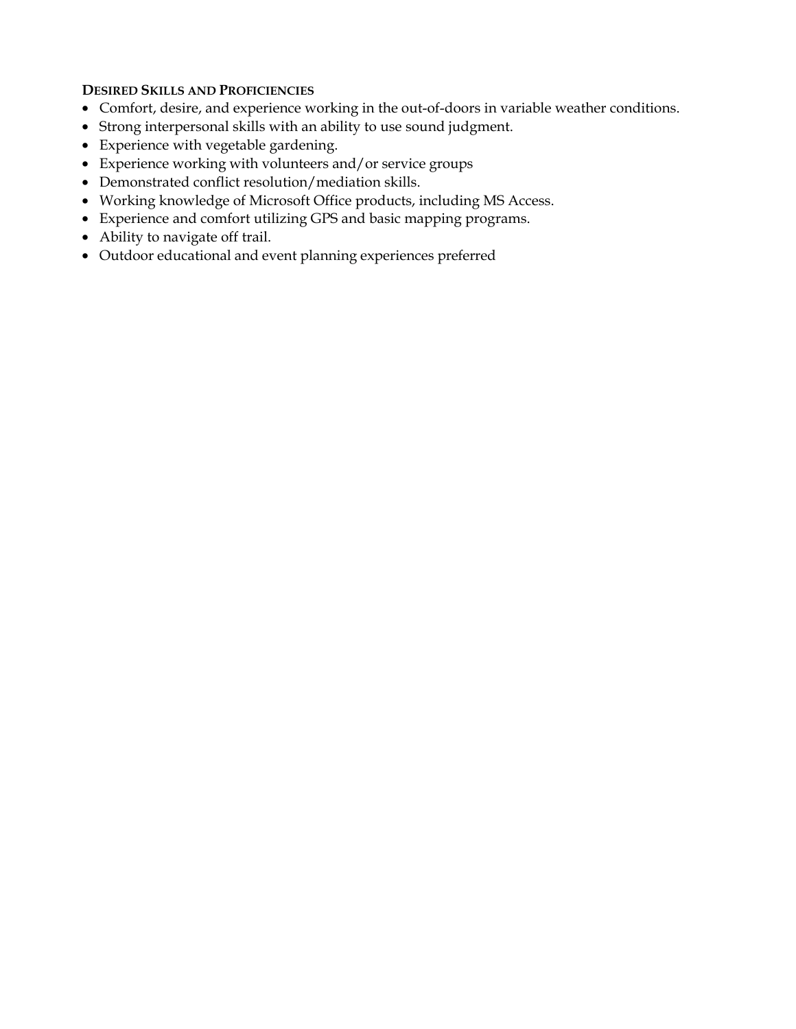**Desired Skills and Proficiencies**

- Comfort, desire, and experience working in the out-of-doors in variable weather conditions.
- Strong interpersonal skills with an ability to use sound judgment.
- Experience with vegetable gardening.
- Experience working with volunteers and/or service groups
- Demonstrated conflict resolution/mediation skills.
- Working knowledge of Microsoft Office products, including MS Access.
- Experience and comfort utilizing GPS and basic mapping programs.
- Ability to navigate off trail.
- Outdoor educational and event planning experiences preferred